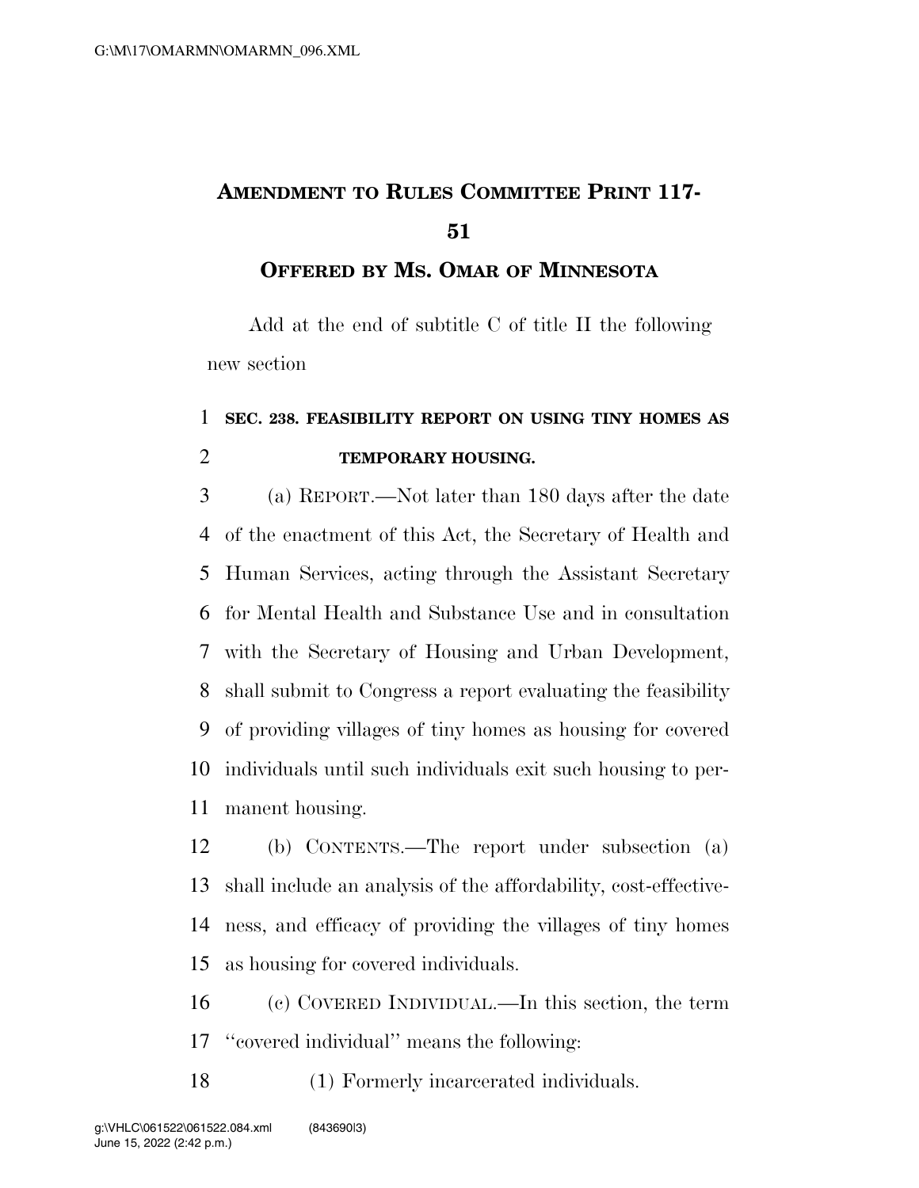# Amendment to Rules Committee Print 117-51

## Offered by Ms. Omar of Minnesota

Add at the end of subtitle C of title II the following new section

**SEC. 238. FEASIBILITY REPORT ON USING TINY HOMES AS TEMPORARY HOUSING.**

(a) REPORT.—Not later than 180 days after the date of the enactment of this Act, the Secretary of Health and Human Services, acting through the Assistant Secretary for Mental Health and Substance Use and in consultation with the Secretary of Housing and Urban Development, shall submit to Congress a report evaluating the feasibility of providing villages of tiny homes as housing for covered individuals until such individuals exit such housing to permanent housing.

(b) CONTENTS.—The report under subsection (a) shall include an analysis of the affordability, cost-effectiveness, and efficacy of providing the villages of tiny homes as housing for covered individuals.

(c) COVERED INDIVIDUAL.—In this section, the term "covered individual" means the following:

(1) Formerly incarcerated individuals.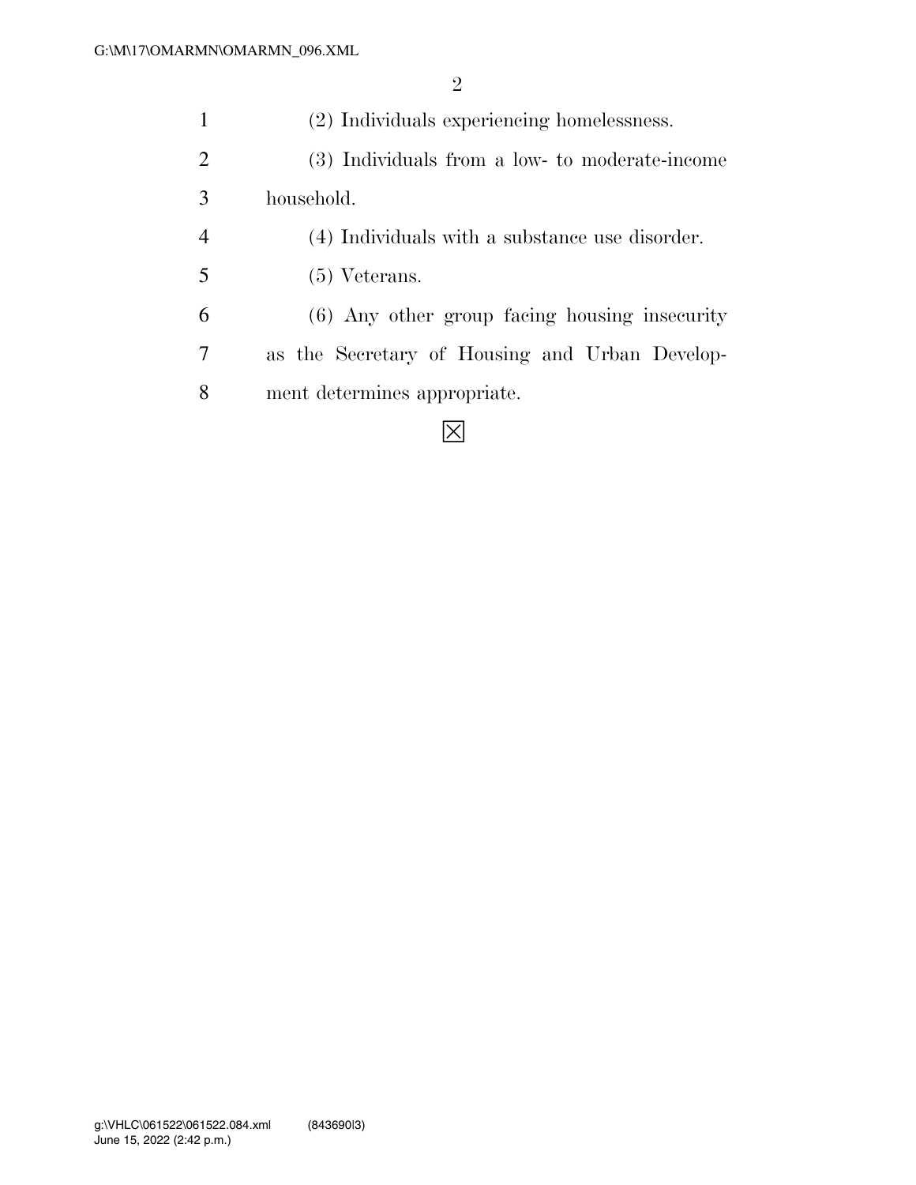(2) Individuals experiencing homelessness.

(3) Individuals from a low- to moderate-income household.

(4) Individuals with a substance use disorder.

(5) Veterans.

(6) Any other group facing housing insecurity as the Secretary of Housing and Urban Development determines appropriate.